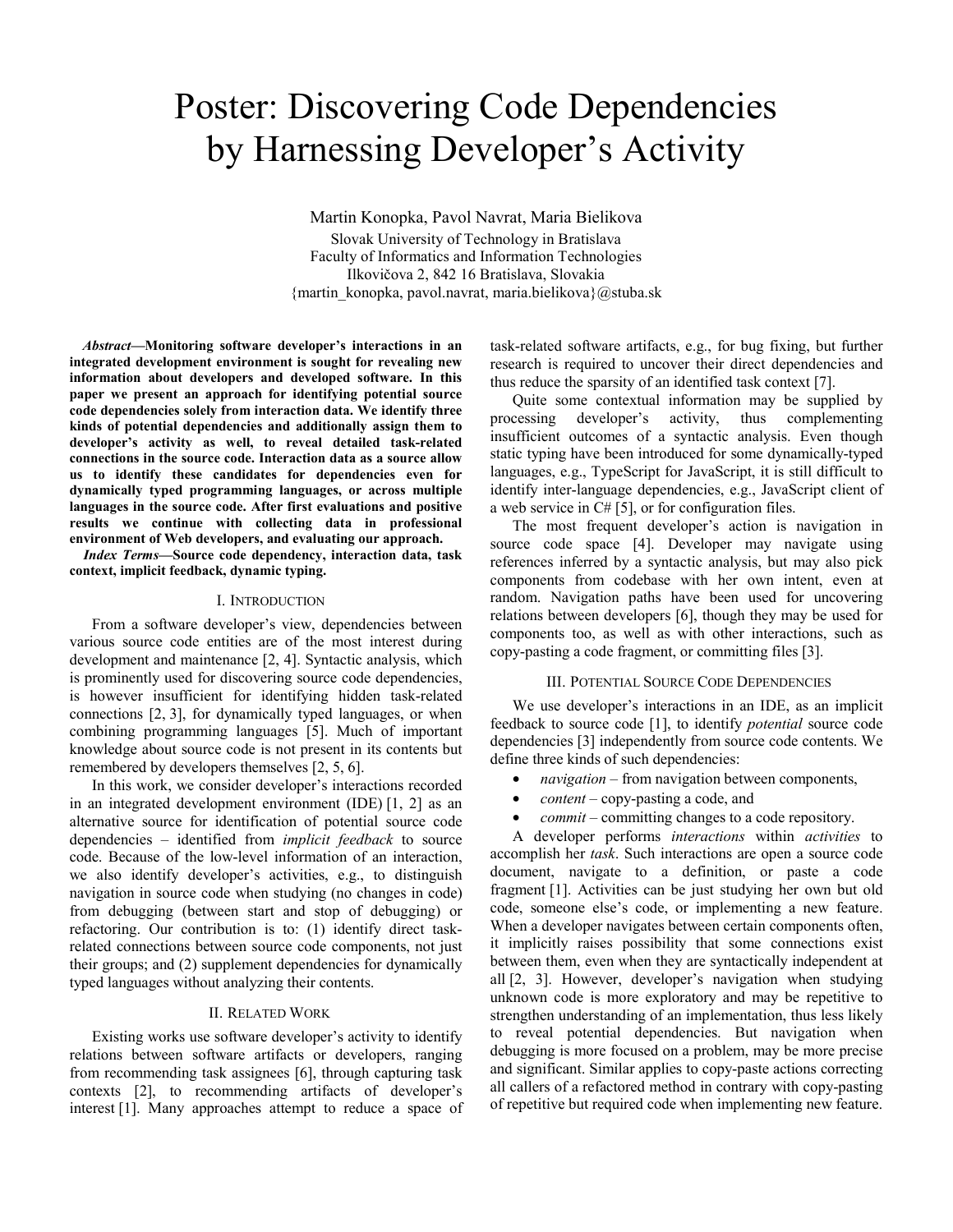# Poster: Discovering Code Dependencies by Harnessing Developer's Activity

Martin Konopka, Pavol Navrat, Maria Bielikova
Slovak University of Technology in Bratislava
Faculty of Informatics and Information Technologies
Ilkovičova 2, 842 16 Bratislava, Slovakia
{martin_konopka, pavol.navrat, maria.bielikova}@stuba.sk

***Abstract*—Monitoring software developer's interactions in an integrated development environment is sought for revealing new information about developers and developed software. In this paper we present an approach for identifying potential source code dependencies solely from interaction data. We identify three kinds of potential dependencies and additionally assign them to developer's activity as well, to reveal detailed task-related connections in the source code. Interaction data as a source allow us to identify these candidates for dependencies even for dynamically typed programming languages, or across multiple languages in the source code. After first evaluations and positive results we continue with collecting data in professional environment of Web developers, and evaluating our approach.**

***Index Terms*—Source code dependency, interaction data, task context, implicit feedback, dynamic typing.**

## I. Introduction

From a software developer's view, dependencies between various source code entities are of the most interest during development and maintenance [2, 4]. Syntactic analysis, which is prominently used for discovering source code dependencies, is however insufficient for identifying hidden task-related connections [2, 3], for dynamically typed languages, or when combining programming languages [5]. Much of important knowledge about source code is not present in its contents but remembered by developers themselves [2, 5, 6].

In this work, we consider developer's interactions recorded in an integrated development environment (IDE) [1, 2] as an alternative source for identification of potential source code dependencies – identified from *implicit feedback* to source code. Because of the low-level information of an interaction, we also identify developer's activities, e.g., to distinguish navigation in source code when studying (no changes in code) from debugging (between start and stop of debugging) or refactoring. Our contribution is to: (1) identify direct task-related connections between source code components, not just their groups; and (2) supplement dependencies for dynamically typed languages without analyzing their contents.

## II. Related Work

Existing works use software developer's activity to identify relations between software artifacts or developers, ranging from recommending task assignees [6], through capturing task contexts [2], to recommending artifacts of developer's interest [1]. Many approaches attempt to reduce a space of task-related software artifacts, e.g., for bug fixing, but further research is required to uncover their direct dependencies and thus reduce the sparsity of an identified task context [7].

Quite some contextual information may be supplied by processing developer's activity, thus complementing insufficient outcomes of a syntactic analysis. Even though static typing have been introduced for some dynamically-typed languages, e.g., TypeScript for JavaScript, it is still difficult to identify inter-language dependencies, e.g., JavaScript client of a web service in C# [5], or for configuration files.

The most frequent developer's action is navigation in source code space [4]. Developer may navigate using references inferred by a syntactic analysis, but may also pick components from codebase with her own intent, even at random. Navigation paths have been used for uncovering relations between developers [6], though they may be used for components too, as well as with other interactions, such as copy-pasting a code fragment, or committing files [3].

## III. Potential Source Code Dependencies

We use developer's interactions in an IDE, as an implicit feedback to source code [1], to identify *potential* source code dependencies [3] independently from source code contents. We define three kinds of such dependencies:

- *navigation* – from navigation between components,
- *content* – copy-pasting a code, and
- *commit* – committing changes to a code repository.

A developer performs *interactions* within *activities* to accomplish her *task*. Such interactions are open a source code document, navigate to a definition, or paste a code fragment [1]. Activities can be just studying her own but old code, someone else's code, or implementing a new feature. When a developer navigates between certain components often, it implicitly raises possibility that some connections exist between them, even when they are syntactically independent at all [2, 3]. However, developer's navigation when studying unknown code is more exploratory and may be repetitive to strengthen understanding of an implementation, thus less likely to reveal potential dependencies. But navigation when debugging is more focused on a problem, may be more precise and significant. Similar applies to copy-paste actions correcting all callers of a refactored method in contrary with copy-pasting of repetitive but required code when implementing new feature.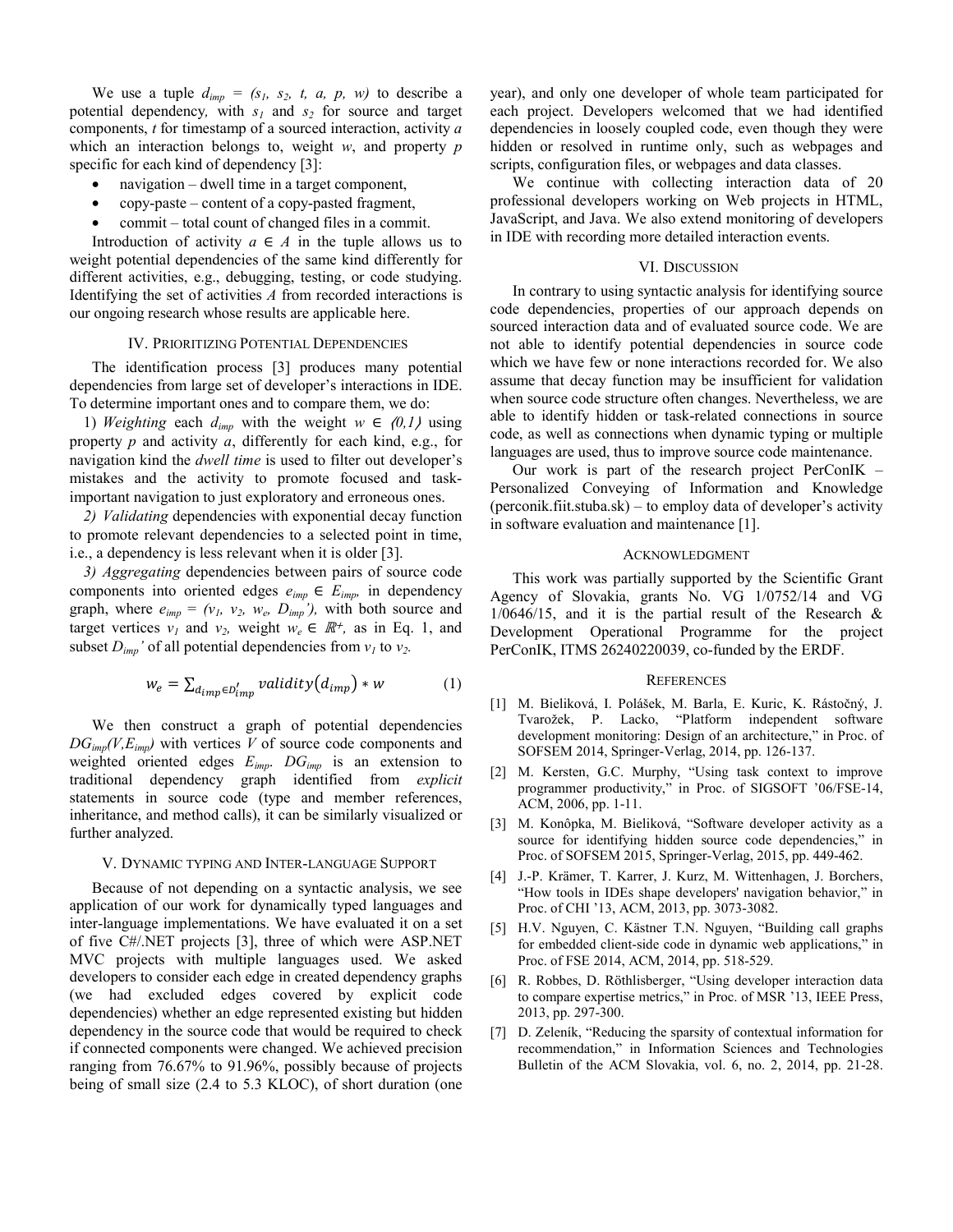We use a tuple $d_{imp} = (s_1, s_2, t, a, p, w)$ to describe a potential dependency, with $s_1$ and $s_2$ for source and target components, $t$ for timestamp of a sourced interaction, activity $a$ which an interaction belongs to, weight $w$, and property $p$ specific for each kind of dependency [3]:

- navigation – dwell time in a target component,
- copy-paste – content of a copy-pasted fragment,
- commit – total count of changed files in a commit.

Introduction of activity $a \in A$ in the tuple allows us to weight potential dependencies of the same kind differently for different activities, e.g., debugging, testing, or code studying. Identifying the set of activities $A$ from recorded interactions is our ongoing research whose results are applicable here.

## IV. Prioritizing Potential Dependencies

The identification process [3] produces many potential dependencies from large set of developer's interactions in IDE. To determine important ones and to compare them, we do:

1) *Weighting* each $d_{imp}$ with the weight $w \in (0,1)$ using property $p$ and activity $a$, differently for each kind, e.g., for navigation kind the *dwell time* is used to filter out developer's mistakes and the activity to promote focused and task-important navigation to just exploratory and erroneous ones.

2) *Validating* dependencies with exponential decay function to promote relevant dependencies to a selected point in time, i.e., a dependency is less relevant when it is older [3].

3) *Aggregating* dependencies between pairs of source code components into oriented edges $e_{imp} \in E_{imp}$, in dependency graph, where $e_{imp} = (v_1, v_2, w_e, D_{imp}')$, with both source and target vertices $v_1$ and $v_2$, weight $w_e \in \mathbb{R}^+$, as in Eq. 1, and subset $D_{imp}'$ of all potential dependencies from $v_1$ to $v_2$.

$$w_e = \sum_{d_{imp} \in D'_{imp}} validity(d_{imp}) * w \quad (1)$$

We then construct a graph of potential dependencies $DG_{imp}(V,E_{imp})$ with vertices $V$ of source code components and weighted oriented edges $E_{imp}$. $DG_{imp}$ is an extension to traditional dependency graph identified from *explicit* statements in source code (type and member references, inheritance, and method calls), it can be similarly visualized or further analyzed.

## V. Dynamic typing and Inter-language Support

Because of not depending on a syntactic analysis, we see application of our work for dynamically typed languages and inter-language implementations. We have evaluated it on a set of five C#/.NET projects [3], three of which were ASP.NET MVC projects with multiple languages used. We asked developers to consider each edge in created dependency graphs (we had excluded edges covered by explicit code dependencies) whether an edge represented existing but hidden dependency in the source code that would be required to check if connected components were changed. We achieved precision ranging from 76.67% to 91.96%, possibly because of projects being of small size (2.4 to 5.3 KLOC), of short duration (one year), and only one developer of whole team participated for each project. Developers welcomed that we had identified dependencies in loosely coupled code, even though they were hidden or resolved in runtime only, such as webpages and scripts, configuration files, or webpages and data classes.

We continue with collecting interaction data of 20 professional developers working on Web projects in HTML, JavaScript, and Java. We also extend monitoring of developers in IDE with recording more detailed interaction events.

## VI. Discussion

In contrary to using syntactic analysis for identifying source code dependencies, properties of our approach depends on sourced interaction data and of evaluated source code. We are not able to identify potential dependencies in source code which we have few or none interactions recorded for. We also assume that decay function may be insufficient for validation when source code structure often changes. Nevertheless, we are able to identify hidden or task-related connections in source code, as well as connections when dynamic typing or multiple languages are used, thus to improve source code maintenance.

Our work is part of the research project PerConIK – Personalized Conveying of Information and Knowledge (perconik.fiit.stuba.sk) – to employ data of developer's activity in software evaluation and maintenance [1].

## Acknowledgment

This work was partially supported by the Scientific Grant Agency of Slovakia, grants No. VG 1/0752/14 and VG 1/0646/15, and it is the partial result of the Research & Development Operational Programme for the project PerConIK, ITMS 26240220039, co-funded by the ERDF.

## References

[1] M. Bieliková, I. Polášek, M. Barla, E. Kuric, K. Rástočný, J. Tvarožek, P. Lacko, "Platform independent software development monitoring: Design of an architecture," in Proc. of SOFSEM 2014, Springer-Verlag, 2014, pp. 126-137.

[2] M. Kersten, G.C. Murphy, "Using task context to improve programmer productivity," in Proc. of SIGSOFT '06/FSE-14, ACM, 2006, pp. 1-11.

[3] M. Konôpka, M. Bieliková, "Software developer activity as a source for identifying hidden source code dependencies," in Proc. of SOFSEM 2015, Springer-Verlag, 2015, pp. 449-462.

[4] J.-P. Krämer, T. Karrer, J. Kurz, M. Wittenhagen, J. Borchers, "How tools in IDEs shape developers' navigation behavior," in Proc. of CHI '13, ACM, 2013, pp. 3073-3082.

[5] H.V. Nguyen, C. Kästner T.N. Nguyen, "Building call graphs for embedded client-side code in dynamic web applications," in Proc. of FSE 2014, ACM, 2014, pp. 518-529.

[6] R. Robbes, D. Röthlisberger, "Using developer interaction data to compare expertise metrics," in Proc. of MSR '13, IEEE Press, 2013, pp. 297-300.

[7] D. Zeleník, "Reducing the sparsity of contextual information for recommendation," in Information Sciences and Technologies Bulletin of the ACM Slovakia, vol. 6, no. 2, 2014, pp. 21-28.